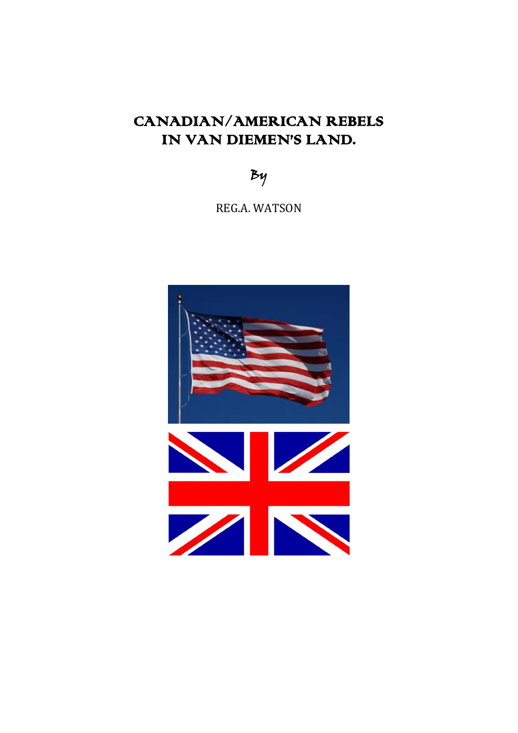# CANADIAN/AMERICAN REBELS IN VAN DIEMEN'S LAND.

*By*

REG.A. WATSON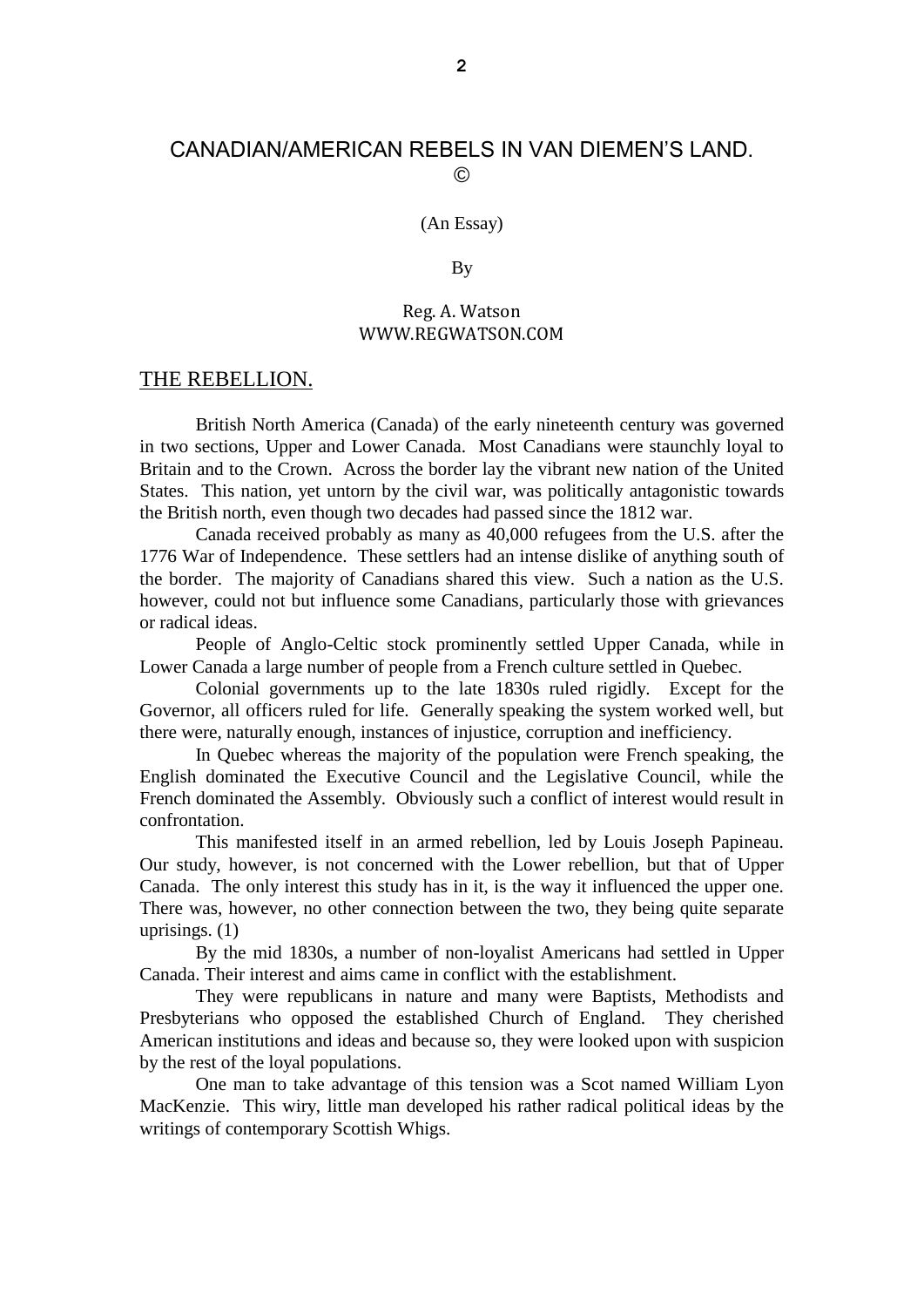# CANADIAN/AMERICAN REBELS IN VAN DIEMEN'S LAND.
©

(An Essay)

By

Reg. A. Watson
WWW.REGWATSON.COM

## THE REBELLION.

British North America (Canada) of the early nineteenth century was governed in two sections, Upper and Lower Canada. Most Canadians were staunchly loyal to Britain and to the Crown. Across the border lay the vibrant new nation of the United States. This nation, yet untorn by the civil war, was politically antagonistic towards the British north, even though two decades had passed since the 1812 war.

Canada received probably as many as 40,000 refugees from the U.S. after the 1776 War of Independence. These settlers had an intense dislike of anything south of the border. The majority of Canadians shared this view. Such a nation as the U.S. however, could not but influence some Canadians, particularly those with grievances or radical ideas.

People of Anglo-Celtic stock prominently settled Upper Canada, while in Lower Canada a large number of people from a French culture settled in Quebec.

Colonial governments up to the late 1830s ruled rigidly. Except for the Governor, all officers ruled for life. Generally speaking the system worked well, but there were, naturally enough, instances of injustice, corruption and inefficiency.

In Quebec whereas the majority of the population were French speaking, the English dominated the Executive Council and the Legislative Council, while the French dominated the Assembly. Obviously such a conflict of interest would result in confrontation.

This manifested itself in an armed rebellion, led by Louis Joseph Papineau. Our study, however, is not concerned with the Lower rebellion, but that of Upper Canada. The only interest this study has in it, is the way it influenced the upper one. There was, however, no other connection between the two, they being quite separate uprisings. (1)

By the mid 1830s, a number of non-loyalist Americans had settled in Upper Canada. Their interest and aims came in conflict with the establishment.

They were republicans in nature and many were Baptists, Methodists and Presbyterians who opposed the established Church of England. They cherished American institutions and ideas and because so, they were looked upon with suspicion by the rest of the loyal populations.

One man to take advantage of this tension was a Scot named William Lyon MacKenzie. This wiry, little man developed his rather radical political ideas by the writings of contemporary Scottish Whigs.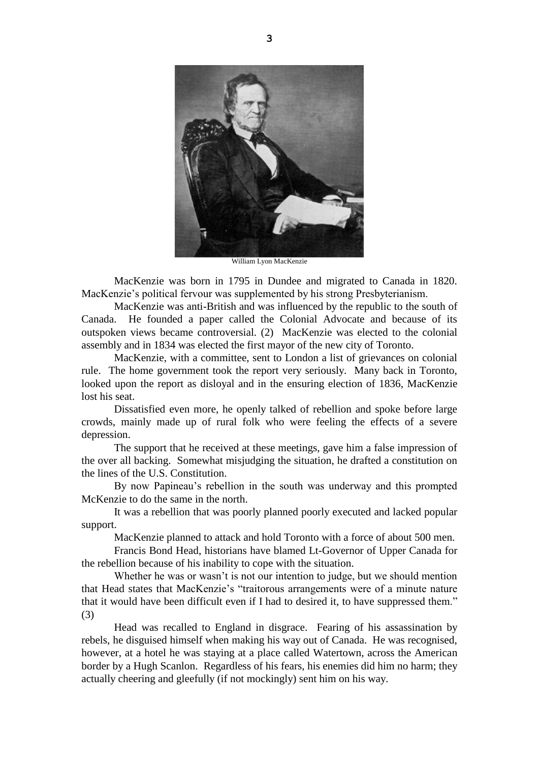William Lyon MacKenzie

MacKenzie was born in 1795 in Dundee and migrated to Canada in 1820. MacKenzie's political fervour was supplemented by his strong Presbyterianism.

MacKenzie was anti-British and was influenced by the republic to the south of Canada. He founded a paper called the Colonial Advocate and because of its outspoken views became controversial. (2) MacKenzie was elected to the colonial assembly and in 1834 was elected the first mayor of the new city of Toronto.

MacKenzie, with a committee, sent to London a list of grievances on colonial rule. The home government took the report very seriously. Many back in Toronto, looked upon the report as disloyal and in the ensuring election of 1836, MacKenzie lost his seat.

Dissatisfied even more, he openly talked of rebellion and spoke before large crowds, mainly made up of rural folk who were feeling the effects of a severe depression.

The support that he received at these meetings, gave him a false impression of the over all backing. Somewhat misjudging the situation, he drafted a constitution on the lines of the U.S. Constitution.

By now Papineau's rebellion in the south was underway and this prompted McKenzie to do the same in the north.

It was a rebellion that was poorly planned poorly executed and lacked popular support.

MacKenzie planned to attack and hold Toronto with a force of about 500 men.

Francis Bond Head, historians have blamed Lt-Governor of Upper Canada for the rebellion because of his inability to cope with the situation.

Whether he was or wasn't is not our intention to judge, but we should mention that Head states that MacKenzie's "traitorous arrangements were of a minute nature that it would have been difficult even if I had to desired it, to have suppressed them." (3)

Head was recalled to England in disgrace. Fearing of his assassination by rebels, he disguised himself when making his way out of Canada. He was recognised, however, at a hotel he was staying at a place called Watertown, across the American border by a Hugh Scanlon. Regardless of his fears, his enemies did him no harm; they actually cheering and gleefully (if not mockingly) sent him on his way.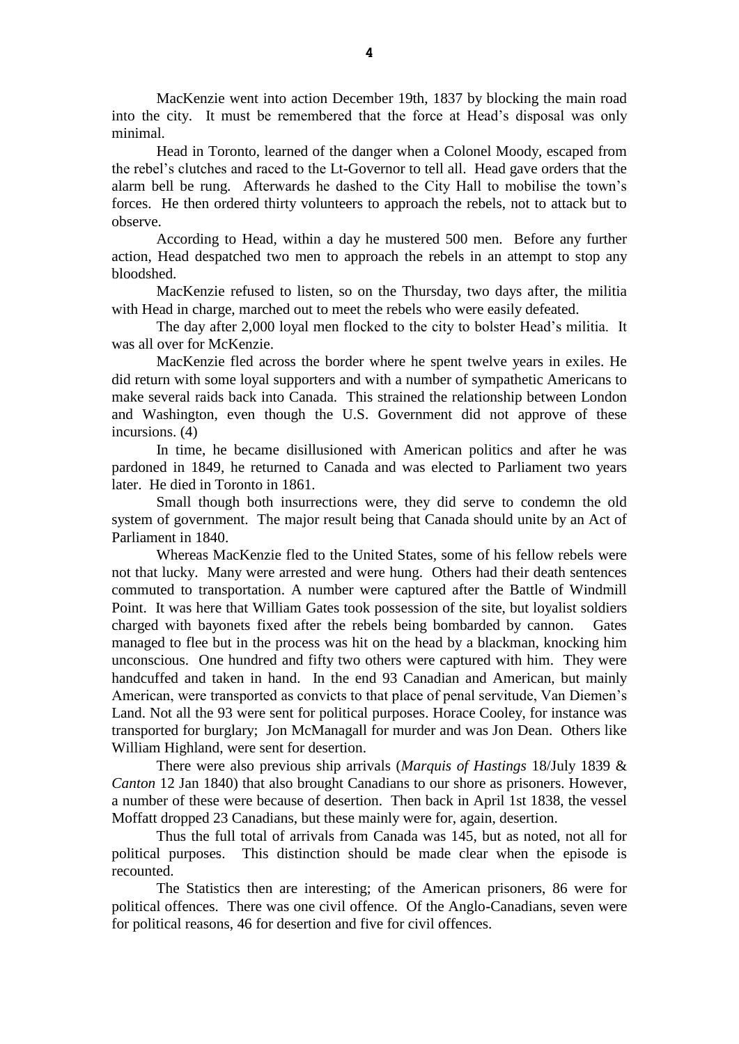MacKenzie went into action December 19th, 1837 by blocking the main road into the city. It must be remembered that the force at Head's disposal was only minimal.

Head in Toronto, learned of the danger when a Colonel Moody, escaped from the rebel's clutches and raced to the Lt-Governor to tell all. Head gave orders that the alarm bell be rung. Afterwards he dashed to the City Hall to mobilise the town's forces. He then ordered thirty volunteers to approach the rebels, not to attack but to observe.

According to Head, within a day he mustered 500 men. Before any further action, Head despatched two men to approach the rebels in an attempt to stop any bloodshed.

MacKenzie refused to listen, so on the Thursday, two days after, the militia with Head in charge, marched out to meet the rebels who were easily defeated.

The day after 2,000 loyal men flocked to the city to bolster Head's militia. It was all over for McKenzie.

MacKenzie fled across the border where he spent twelve years in exiles. He did return with some loyal supporters and with a number of sympathetic Americans to make several raids back into Canada. This strained the relationship between London and Washington, even though the U.S. Government did not approve of these incursions. (4)

In time, he became disillusioned with American politics and after he was pardoned in 1849, he returned to Canada and was elected to Parliament two years later. He died in Toronto in 1861.

Small though both insurrections were, they did serve to condemn the old system of government. The major result being that Canada should unite by an Act of Parliament in 1840.

Whereas MacKenzie fled to the United States, some of his fellow rebels were not that lucky. Many were arrested and were hung. Others had their death sentences commuted to transportation. A number were captured after the Battle of Windmill Point. It was here that William Gates took possession of the site, but loyalist soldiers charged with bayonets fixed after the rebels being bombarded by cannon. Gates managed to flee but in the process was hit on the head by a blackman, knocking him unconscious. One hundred and fifty two others were captured with him. They were handcuffed and taken in hand. In the end 93 Canadian and American, but mainly American, were transported as convicts to that place of penal servitude, Van Diemen's Land. Not all the 93 were sent for political purposes. Horace Cooley, for instance was transported for burglary; Jon McManagall for murder and was Jon Dean. Others like William Highland, were sent for desertion.

There were also previous ship arrivals (*Marquis of Hastings* 18/July 1839 & *Canton* 12 Jan 1840) that also brought Canadians to our shore as prisoners. However, a number of these were because of desertion. Then back in April 1st 1838, the vessel Moffatt dropped 23 Canadians, but these mainly were for, again, desertion.

Thus the full total of arrivals from Canada was 145, but as noted, not all for political purposes. This distinction should be made clear when the episode is recounted.

The Statistics then are interesting; of the American prisoners, 86 were for political offences. There was one civil offence. Of the Anglo-Canadians, seven were for political reasons, 46 for desertion and five for civil offences.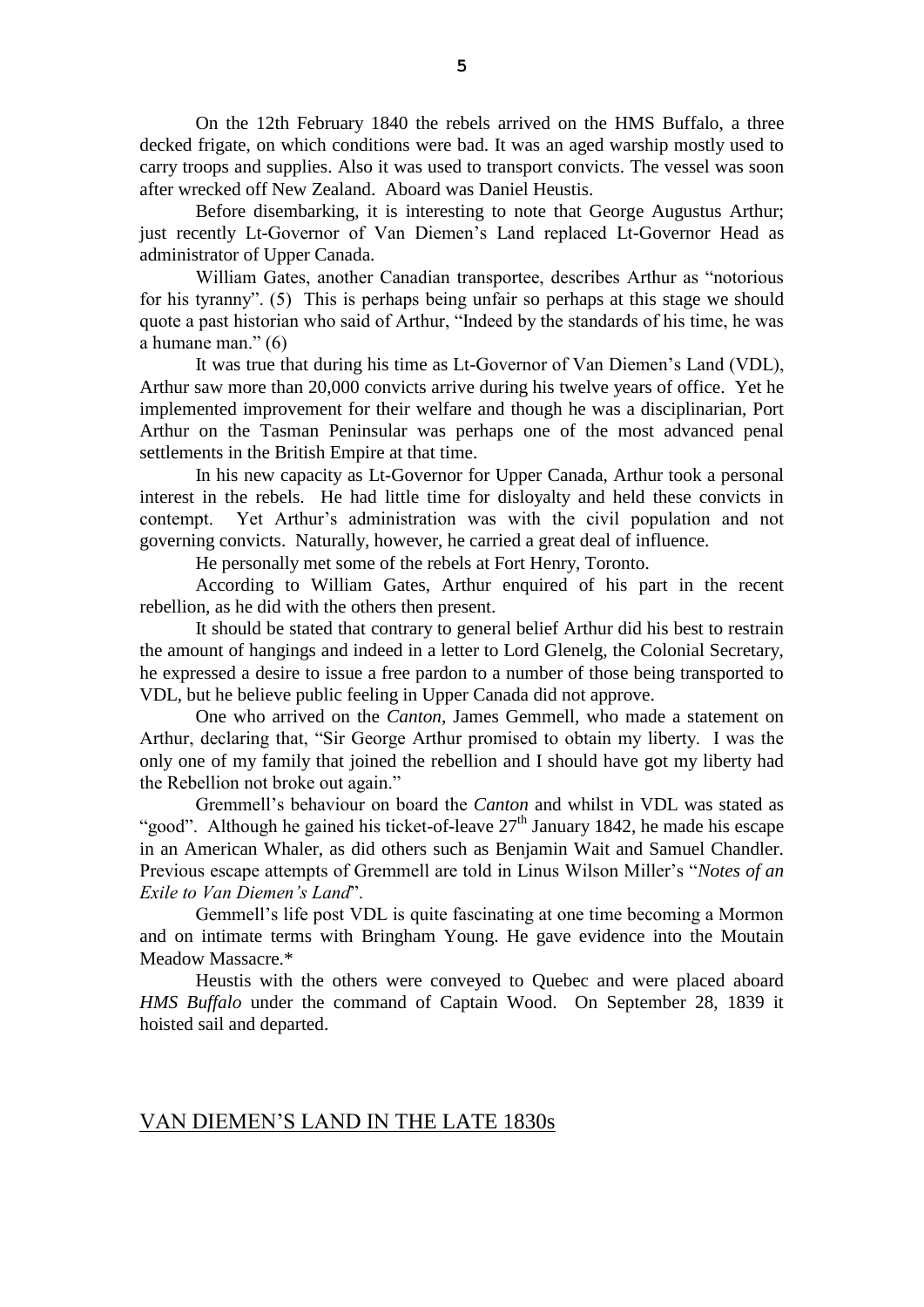On the 12th February 1840 the rebels arrived on the HMS Buffalo, a three decked frigate, on which conditions were bad. It was an aged warship mostly used to carry troops and supplies. Also it was used to transport convicts. The vessel was soon after wrecked off New Zealand. Aboard was Daniel Heustis.

Before disembarking, it is interesting to note that George Augustus Arthur; just recently Lt-Governor of Van Diemen's Land replaced Lt-Governor Head as administrator of Upper Canada.

William Gates, another Canadian transportee, describes Arthur as "notorious for his tyranny". (5) This is perhaps being unfair so perhaps at this stage we should quote a past historian who said of Arthur, "Indeed by the standards of his time, he was a humane man." (6)

It was true that during his time as Lt-Governor of Van Diemen's Land (VDL), Arthur saw more than 20,000 convicts arrive during his twelve years of office. Yet he implemented improvement for their welfare and though he was a disciplinarian, Port Arthur on the Tasman Peninsular was perhaps one of the most advanced penal settlements in the British Empire at that time.

In his new capacity as Lt-Governor for Upper Canada, Arthur took a personal interest in the rebels. He had little time for disloyalty and held these convicts in contempt. Yet Arthur's administration was with the civil population and not governing convicts. Naturally, however, he carried a great deal of influence.

He personally met some of the rebels at Fort Henry, Toronto.

According to William Gates, Arthur enquired of his part in the recent rebellion, as he did with the others then present.

It should be stated that contrary to general belief Arthur did his best to restrain the amount of hangings and indeed in a letter to Lord Glenelg, the Colonial Secretary, he expressed a desire to issue a free pardon to a number of those being transported to VDL, but he believe public feeling in Upper Canada did not approve.

One who arrived on the *Canton*, James Gemmell, who made a statement on Arthur, declaring that, "Sir George Arthur promised to obtain my liberty. I was the only one of my family that joined the rebellion and I should have got my liberty had the Rebellion not broke out again."

Gremmell's behaviour on board the *Canton* and whilst in VDL was stated as "good". Although he gained his ticket-of-leave 27th January 1842, he made his escape in an American Whaler, as did others such as Benjamin Wait and Samuel Chandler. Previous escape attempts of Gremmell are told in Linus Wilson Miller's "*Notes of an Exile to Van Diemen's Land*".

Gemmell's life post VDL is quite fascinating at one time becoming a Mormon and on intimate terms with Bringham Young. He gave evidence into the Moutain Meadow Massacre.*

Heustis with the others were conveyed to Quebec and were placed aboard *HMS Buffalo* under the command of Captain Wood. On September 28, 1839 it hoisted sail and departed.

## VAN DIEMEN'S LAND IN THE LATE 1830s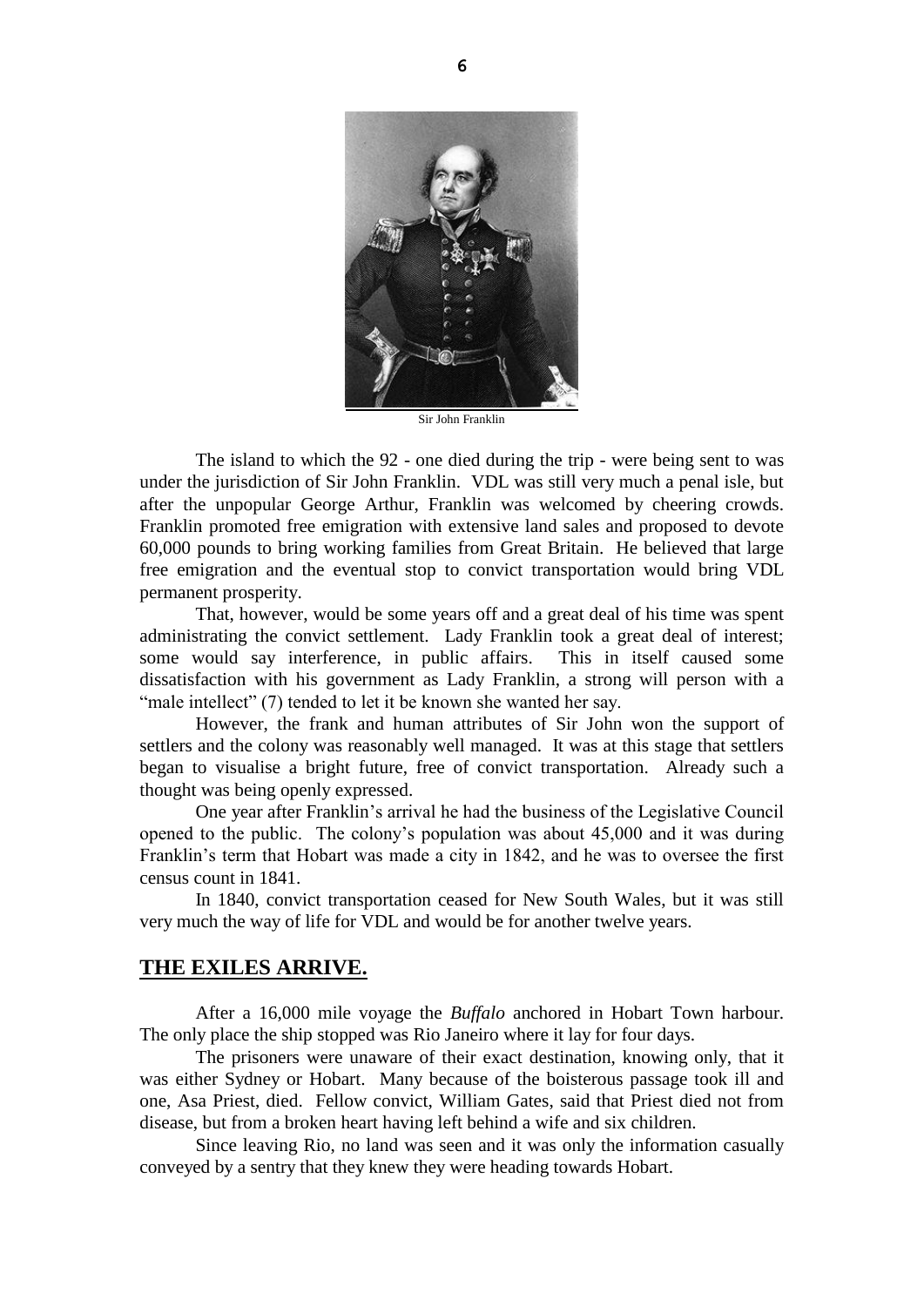Sir John Franklin

The island to which the 92 - one died during the trip - were being sent to was under the jurisdiction of Sir John Franklin. VDL was still very much a penal isle, but after the unpopular George Arthur, Franklin was welcomed by cheering crowds. Franklin promoted free emigration with extensive land sales and proposed to devote 60,000 pounds to bring working families from Great Britain. He believed that large free emigration and the eventual stop to convict transportation would bring VDL permanent prosperity.

That, however, would be some years off and a great deal of his time was spent administrating the convict settlement. Lady Franklin took a great deal of interest; some would say interference, in public affairs. This in itself caused some dissatisfaction with his government as Lady Franklin, a strong will person with a "male intellect" (7) tended to let it be known she wanted her say.

However, the frank and human attributes of Sir John won the support of settlers and the colony was reasonably well managed. It was at this stage that settlers began to visualise a bright future, free of convict transportation. Already such a thought was being openly expressed.

One year after Franklin's arrival he had the business of the Legislative Council opened to the public. The colony's population was about 45,000 and it was during Franklin's term that Hobart was made a city in 1842, and he was to oversee the first census count in 1841.

In 1840, convict transportation ceased for New South Wales, but it was still very much the way of life for VDL and would be for another twelve years.

## THE EXILES ARRIVE.

After a 16,000 mile voyage the *Buffalo* anchored in Hobart Town harbour. The only place the ship stopped was Rio Janeiro where it lay for four days.

The prisoners were unaware of their exact destination, knowing only, that it was either Sydney or Hobart. Many because of the boisterous passage took ill and one, Asa Priest, died. Fellow convict, William Gates, said that Priest died not from disease, but from a broken heart having left behind a wife and six children.

Since leaving Rio, no land was seen and it was only the information casually conveyed by a sentry that they knew they were heading towards Hobart.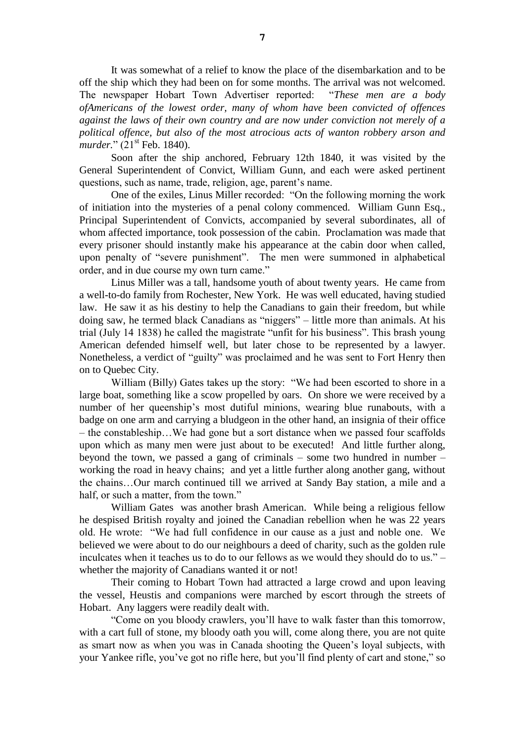It was somewhat of a relief to know the place of the disembarkation and to be off the ship which they had been on for some months. The arrival was not welcomed. The newspaper Hobart Town Advertiser reported: "*These men are a body ofAmericans of the lowest order, many of whom have been convicted of offences against the laws of their own country and are now under conviction not merely of a political offence, but also of the most atrocious acts of wanton robbery arson and murder.*" (21st Feb. 1840).

Soon after the ship anchored, February 12th 1840, it was visited by the General Superintendent of Convict, William Gunn, and each were asked pertinent questions, such as name, trade, religion, age, parent's name.

One of the exiles, Linus Miller recorded: "On the following morning the work of initiation into the mysteries of a penal colony commenced. William Gunn Esq., Principal Superintendent of Convicts, accompanied by several subordinates, all of whom affected importance, took possession of the cabin. Proclamation was made that every prisoner should instantly make his appearance at the cabin door when called, upon penalty of "severe punishment". The men were summoned in alphabetical order, and in due course my own turn came."

Linus Miller was a tall, handsome youth of about twenty years. He came from a well-to-do family from Rochester, New York. He was well educated, having studied law. He saw it as his destiny to help the Canadians to gain their freedom, but while doing saw, he termed black Canadians as "niggers" – little more than animals. At his trial (July 14 1838) he called the magistrate "unfit for his business". This brash young American defended himself well, but later chose to be represented by a lawyer. Nonetheless, a verdict of "guilty" was proclaimed and he was sent to Fort Henry then on to Quebec City.

William (Billy) Gates takes up the story: "We had been escorted to shore in a large boat, something like a scow propelled by oars. On shore we were received by a number of her queenship's most dutiful minions, wearing blue runabouts, with a badge on one arm and carrying a bludgeon in the other hand, an insignia of their office – the constableship…We had gone but a sort distance when we passed four scaffolds upon which as many men were just about to be executed! And little further along, beyond the town, we passed a gang of criminals – some two hundred in number – working the road in heavy chains; and yet a little further along another gang, without the chains…Our march continued till we arrived at Sandy Bay station, a mile and a half, or such a matter, from the town."

William Gates was another brash American. While being a religious fellow he despised British royalty and joined the Canadian rebellion when he was 22 years old. He wrote: "We had full confidence in our cause as a just and noble one. We believed we were about to do our neighbours a deed of charity, such as the golden rule inculcates when it teaches us to do to our fellows as we would they should do to us." – whether the majority of Canadians wanted it or not!

Their coming to Hobart Town had attracted a large crowd and upon leaving the vessel, Heustis and companions were marched by escort through the streets of Hobart. Any laggers were readily dealt with.

"Come on you bloody crawlers, you'll have to walk faster than this tomorrow, with a cart full of stone, my bloody oath you will, come along there, you are not quite as smart now as when you was in Canada shooting the Queen's loyal subjects, with your Yankee rifle, you've got no rifle here, but you'll find plenty of cart and stone," so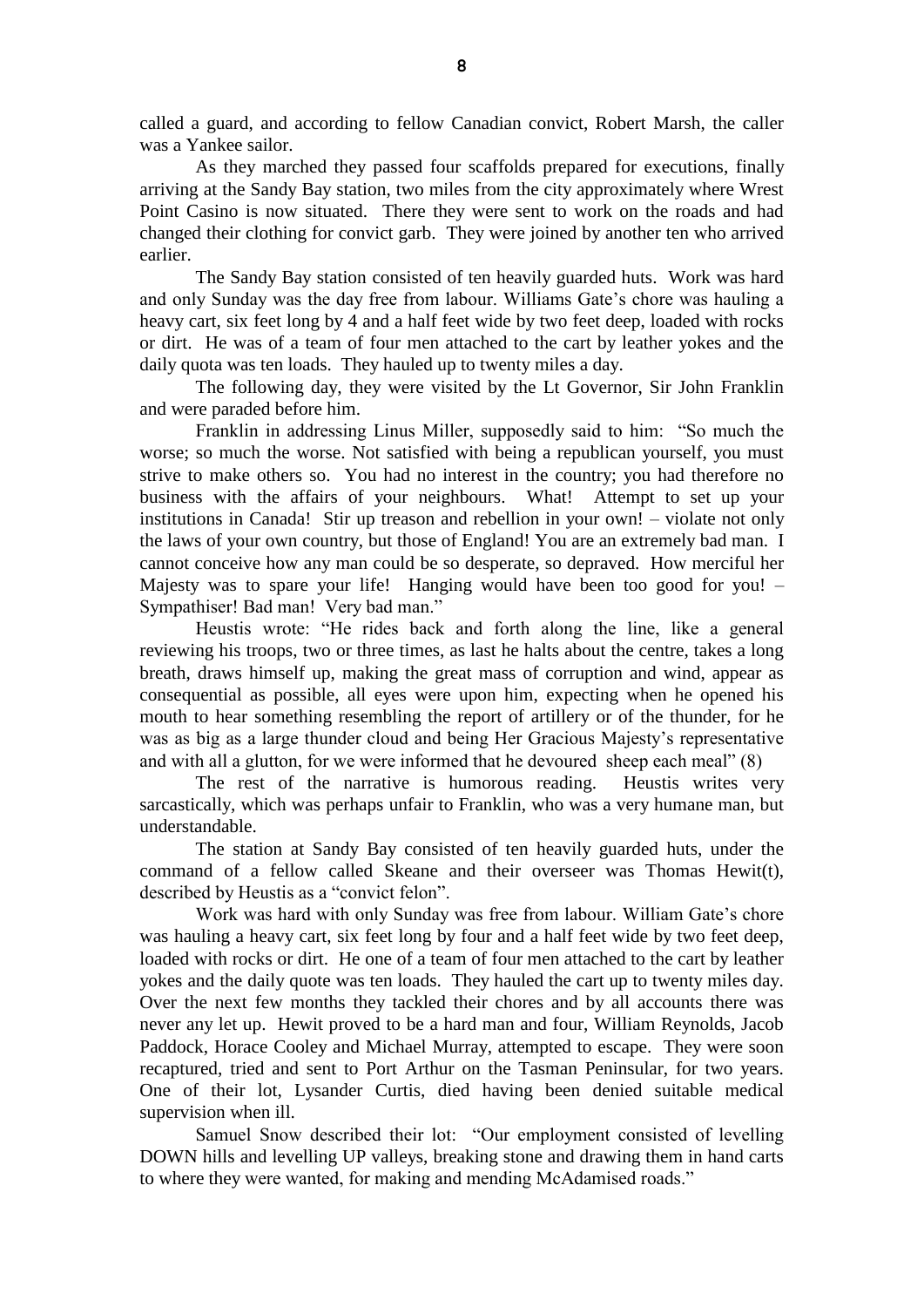called a guard, and according to fellow Canadian convict, Robert Marsh, the caller was a Yankee sailor.

As they marched they passed four scaffolds prepared for executions, finally arriving at the Sandy Bay station, two miles from the city approximately where Wrest Point Casino is now situated. There they were sent to work on the roads and had changed their clothing for convict garb. They were joined by another ten who arrived earlier.

The Sandy Bay station consisted of ten heavily guarded huts. Work was hard and only Sunday was the day free from labour. Williams Gate's chore was hauling a heavy cart, six feet long by 4 and a half feet wide by two feet deep, loaded with rocks or dirt. He was of a team of four men attached to the cart by leather yokes and the daily quota was ten loads. They hauled up to twenty miles a day.

The following day, they were visited by the Lt Governor, Sir John Franklin and were paraded before him.

Franklin in addressing Linus Miller, supposedly said to him: "So much the worse; so much the worse. Not satisfied with being a republican yourself, you must strive to make others so. You had no interest in the country; you had therefore no business with the affairs of your neighbours. What! Attempt to set up your institutions in Canada! Stir up treason and rebellion in your own! – violate not only the laws of your own country, but those of England! You are an extremely bad man. I cannot conceive how any man could be so desperate, so depraved. How merciful her Majesty was to spare your life! Hanging would have been too good for you! – Sympathiser! Bad man! Very bad man."

Heustis wrote: "He rides back and forth along the line, like a general reviewing his troops, two or three times, as last he halts about the centre, takes a long breath, draws himself up, making the great mass of corruption and wind, appear as consequential as possible, all eyes were upon him, expecting when he opened his mouth to hear something resembling the report of artillery or of the thunder, for he was as big as a large thunder cloud and being Her Gracious Majesty's representative and with all a glutton, for we were informed that he devoured sheep each meal" (8)

The rest of the narrative is humorous reading. Heustis writes very sarcastically, which was perhaps unfair to Franklin, who was a very humane man, but understandable.

The station at Sandy Bay consisted of ten heavily guarded huts, under the command of a fellow called Skeane and their overseer was Thomas Hewit(t), described by Heustis as a "convict felon".

Work was hard with only Sunday was free from labour. William Gate's chore was hauling a heavy cart, six feet long by four and a half feet wide by two feet deep, loaded with rocks or dirt. He one of a team of four men attached to the cart by leather yokes and the daily quote was ten loads. They hauled the cart up to twenty miles day. Over the next few months they tackled their chores and by all accounts there was never any let up. Hewit proved to be a hard man and four, William Reynolds, Jacob Paddock, Horace Cooley and Michael Murray, attempted to escape. They were soon recaptured, tried and sent to Port Arthur on the Tasman Peninsular, for two years. One of their lot, Lysander Curtis, died having been denied suitable medical supervision when ill.

Samuel Snow described their lot: "Our employment consisted of levelling DOWN hills and levelling UP valleys, breaking stone and drawing them in hand carts to where they were wanted, for making and mending McAdamised roads."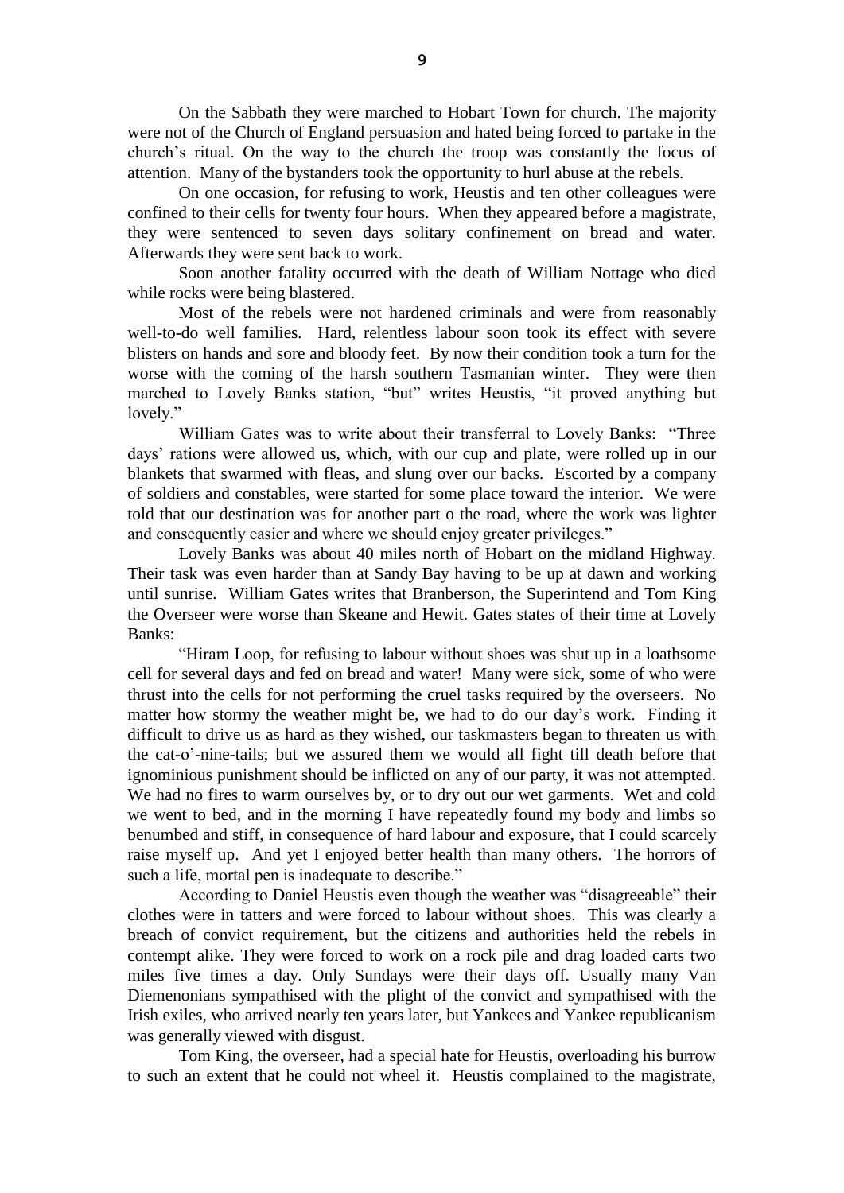On the Sabbath they were marched to Hobart Town for church. The majority were not of the Church of England persuasion and hated being forced to partake in the church's ritual. On the way to the church the troop was constantly the focus of attention. Many of the bystanders took the opportunity to hurl abuse at the rebels.

On one occasion, for refusing to work, Heustis and ten other colleagues were confined to their cells for twenty four hours. When they appeared before a magistrate, they were sentenced to seven days solitary confinement on bread and water. Afterwards they were sent back to work.

Soon another fatality occurred with the death of William Nottage who died while rocks were being blastered.

Most of the rebels were not hardened criminals and were from reasonably well-to-do well families. Hard, relentless labour soon took its effect with severe blisters on hands and sore and bloody feet. By now their condition took a turn for the worse with the coming of the harsh southern Tasmanian winter. They were then marched to Lovely Banks station, "but" writes Heustis, "it proved anything but lovely."

William Gates was to write about their transferral to Lovely Banks: "Three days' rations were allowed us, which, with our cup and plate, were rolled up in our blankets that swarmed with fleas, and slung over our backs. Escorted by a company of soldiers and constables, were started for some place toward the interior. We were told that our destination was for another part o the road, where the work was lighter and consequently easier and where we should enjoy greater privileges."

Lovely Banks was about 40 miles north of Hobart on the midland Highway. Their task was even harder than at Sandy Bay having to be up at dawn and working until sunrise. William Gates writes that Branberson, the Superintend and Tom King the Overseer were worse than Skeane and Hewit. Gates states of their time at Lovely Banks:

"Hiram Loop, for refusing to labour without shoes was shut up in a loathsome cell for several days and fed on bread and water! Many were sick, some of who were thrust into the cells for not performing the cruel tasks required by the overseers. No matter how stormy the weather might be, we had to do our day's work. Finding it difficult to drive us as hard as they wished, our taskmasters began to threaten us with the cat-o'-nine-tails; but we assured them we would all fight till death before that ignominious punishment should be inflicted on any of our party, it was not attempted. We had no fires to warm ourselves by, or to dry out our wet garments. Wet and cold we went to bed, and in the morning I have repeatedly found my body and limbs so benumbed and stiff, in consequence of hard labour and exposure, that I could scarcely raise myself up. And yet I enjoyed better health than many others. The horrors of such a life, mortal pen is inadequate to describe."

According to Daniel Heustis even though the weather was "disagreeable" their clothes were in tatters and were forced to labour without shoes. This was clearly a breach of convict requirement, but the citizens and authorities held the rebels in contempt alike. They were forced to work on a rock pile and drag loaded carts two miles five times a day. Only Sundays were their days off. Usually many Van Diemenonians sympathised with the plight of the convict and sympathised with the Irish exiles, who arrived nearly ten years later, but Yankees and Yankee republicanism was generally viewed with disgust.

Tom King, the overseer, had a special hate for Heustis, overloading his burrow to such an extent that he could not wheel it. Heustis complained to the magistrate,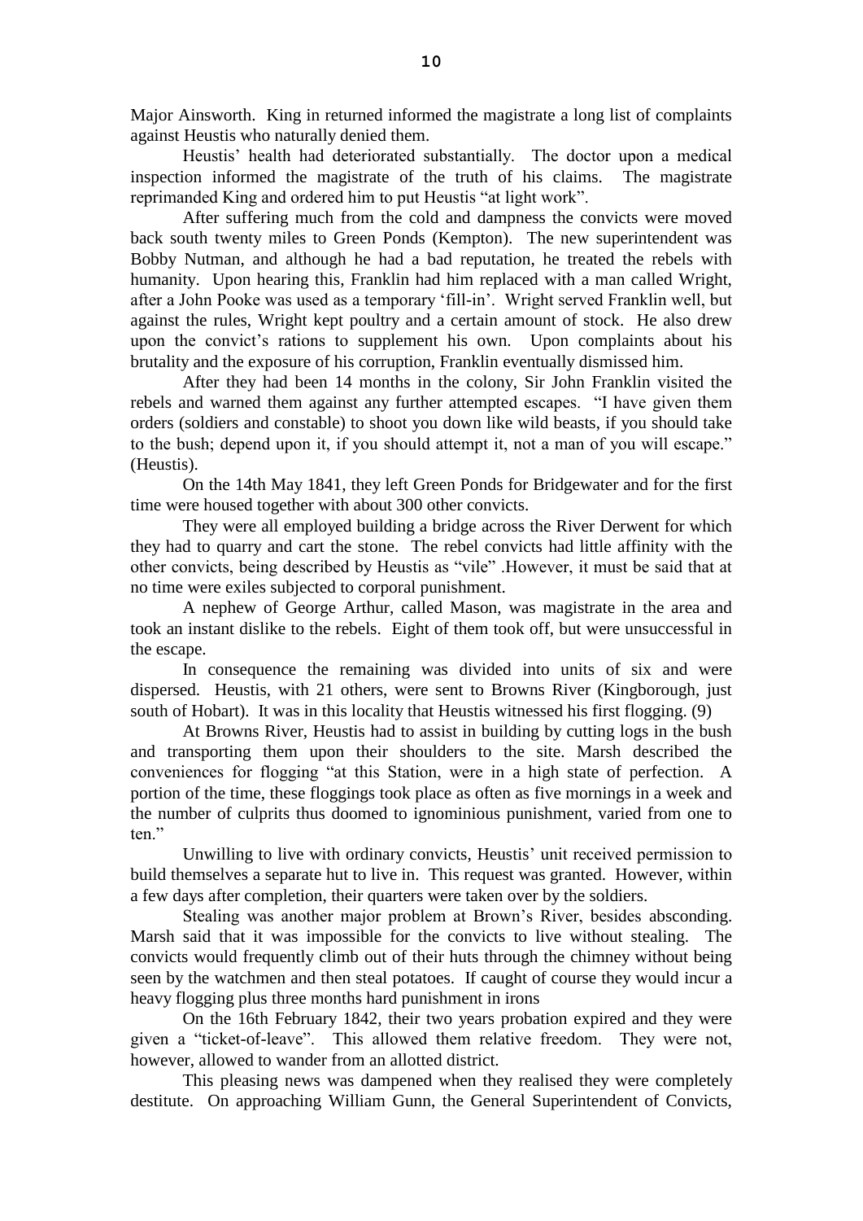Major Ainsworth. King in returned informed the magistrate a long list of complaints against Heustis who naturally denied them.

Heustis' health had deteriorated substantially. The doctor upon a medical inspection informed the magistrate of the truth of his claims. The magistrate reprimanded King and ordered him to put Heustis "at light work".

After suffering much from the cold and dampness the convicts were moved back south twenty miles to Green Ponds (Kempton). The new superintendent was Bobby Nutman, and although he had a bad reputation, he treated the rebels with humanity. Upon hearing this, Franklin had him replaced with a man called Wright, after a John Pooke was used as a temporary 'fill-in'. Wright served Franklin well, but against the rules, Wright kept poultry and a certain amount of stock. He also drew upon the convict's rations to supplement his own. Upon complaints about his brutality and the exposure of his corruption, Franklin eventually dismissed him.

After they had been 14 months in the colony, Sir John Franklin visited the rebels and warned them against any further attempted escapes. "I have given them orders (soldiers and constable) to shoot you down like wild beasts, if you should take to the bush; depend upon it, if you should attempt it, not a man of you will escape." (Heustis).

On the 14th May 1841, they left Green Ponds for Bridgewater and for the first time were housed together with about 300 other convicts.

They were all employed building a bridge across the River Derwent for which they had to quarry and cart the stone. The rebel convicts had little affinity with the other convicts, being described by Heustis as "vile" .However, it must be said that at no time were exiles subjected to corporal punishment.

A nephew of George Arthur, called Mason, was magistrate in the area and took an instant dislike to the rebels. Eight of them took off, but were unsuccessful in the escape.

In consequence the remaining was divided into units of six and were dispersed. Heustis, with 21 others, were sent to Browns River (Kingborough, just south of Hobart). It was in this locality that Heustis witnessed his first flogging. (9)

At Browns River, Heustis had to assist in building by cutting logs in the bush and transporting them upon their shoulders to the site. Marsh described the conveniences for flogging "at this Station, were in a high state of perfection. A portion of the time, these floggings took place as often as five mornings in a week and the number of culprits thus doomed to ignominious punishment, varied from one to ten."

Unwilling to live with ordinary convicts, Heustis' unit received permission to build themselves a separate hut to live in. This request was granted. However, within a few days after completion, their quarters were taken over by the soldiers.

Stealing was another major problem at Brown's River, besides absconding. Marsh said that it was impossible for the convicts to live without stealing. The convicts would frequently climb out of their huts through the chimney without being seen by the watchmen and then steal potatoes. If caught of course they would incur a heavy flogging plus three months hard punishment in irons

On the 16th February 1842, their two years probation expired and they were given a "ticket-of-leave". This allowed them relative freedom. They were not, however, allowed to wander from an allotted district.

This pleasing news was dampened when they realised they were completely destitute. On approaching William Gunn, the General Superintendent of Convicts,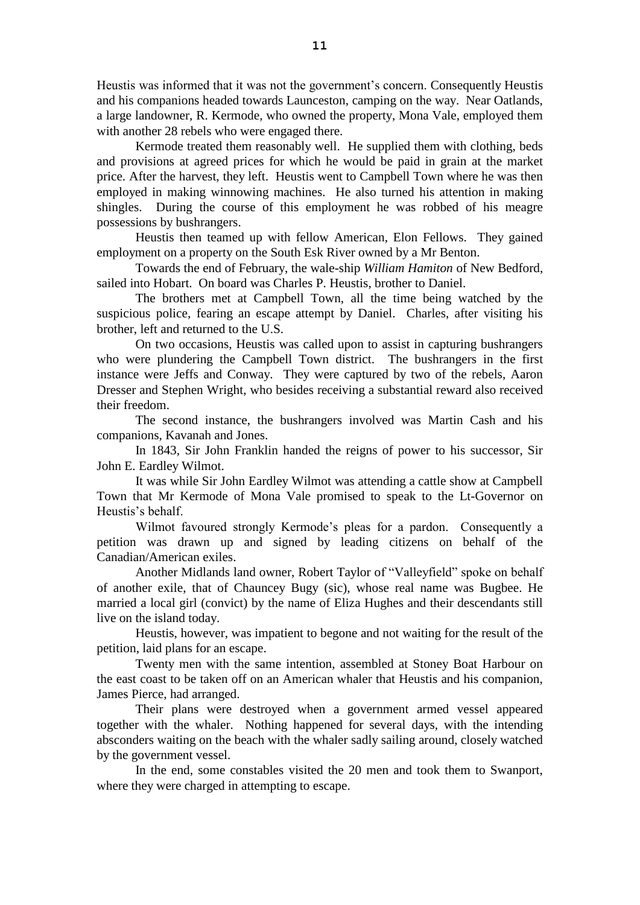Heustis was informed that it was not the government's concern. Consequently Heustis and his companions headed towards Launceston, camping on the way. Near Oatlands, a large landowner, R. Kermode, who owned the property, Mona Vale, employed them with another 28 rebels who were engaged there.

Kermode treated them reasonably well. He supplied them with clothing, beds and provisions at agreed prices for which he would be paid in grain at the market price. After the harvest, they left. Heustis went to Campbell Town where he was then employed in making winnowing machines. He also turned his attention in making shingles. During the course of this employment he was robbed of his meagre possessions by bushrangers.

Heustis then teamed up with fellow American, Elon Fellows. They gained employment on a property on the South Esk River owned by a Mr Benton.

Towards the end of February, the wale-ship *William Hamiton* of New Bedford, sailed into Hobart. On board was Charles P. Heustis, brother to Daniel.

The brothers met at Campbell Town, all the time being watched by the suspicious police, fearing an escape attempt by Daniel. Charles, after visiting his brother, left and returned to the U.S.

On two occasions, Heustis was called upon to assist in capturing bushrangers who were plundering the Campbell Town district. The bushrangers in the first instance were Jeffs and Conway. They were captured by two of the rebels, Aaron Dresser and Stephen Wright, who besides receiving a substantial reward also received their freedom.

The second instance, the bushrangers involved was Martin Cash and his companions, Kavanah and Jones.

In 1843, Sir John Franklin handed the reigns of power to his successor, Sir John E. Eardley Wilmot.

It was while Sir John Eardley Wilmot was attending a cattle show at Campbell Town that Mr Kermode of Mona Vale promised to speak to the Lt-Governor on Heustis's behalf.

Wilmot favoured strongly Kermode's pleas for a pardon. Consequently a petition was drawn up and signed by leading citizens on behalf of the Canadian/American exiles.

Another Midlands land owner, Robert Taylor of "Valleyfield" spoke on behalf of another exile, that of Chauncey Bugy (sic), whose real name was Bugbee. He married a local girl (convict) by the name of Eliza Hughes and their descendants still live on the island today.

Heustis, however, was impatient to begone and not waiting for the result of the petition, laid plans for an escape.

Twenty men with the same intention, assembled at Stoney Boat Harbour on the east coast to be taken off on an American whaler that Heustis and his companion, James Pierce, had arranged.

Their plans were destroyed when a government armed vessel appeared together with the whaler. Nothing happened for several days, with the intending absconders waiting on the beach with the whaler sadly sailing around, closely watched by the government vessel.

In the end, some constables visited the 20 men and took them to Swanport, where they were charged in attempting to escape.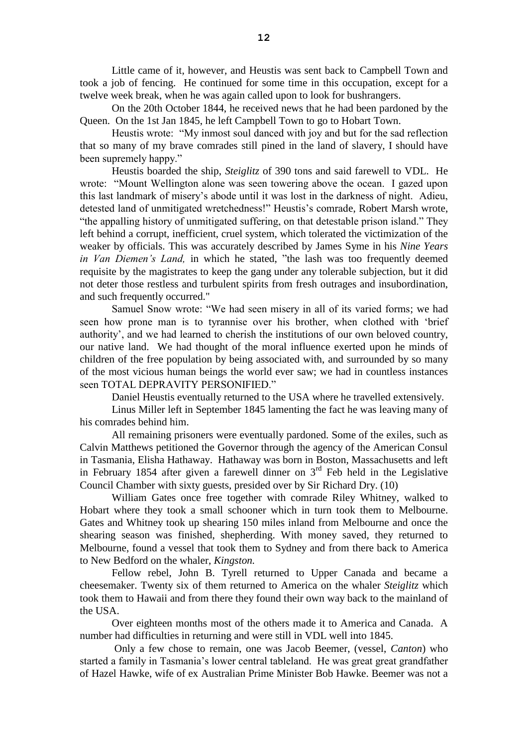Little came of it, however, and Heustis was sent back to Campbell Town and took a job of fencing. He continued for some time in this occupation, except for a twelve week break, when he was again called upon to look for bushrangers.

On the 20th October 1844, he received news that he had been pardoned by the Queen. On the 1st Jan 1845, he left Campbell Town to go to Hobart Town.

Heustis wrote: "My inmost soul danced with joy and but for the sad reflection that so many of my brave comrades still pined in the land of slavery, I should have been supremely happy."

Heustis boarded the ship, *Steiglitz* of 390 tons and said farewell to VDL. He wrote: "Mount Wellington alone was seen towering above the ocean. I gazed upon this last landmark of misery's abode until it was lost in the darkness of night. Adieu, detested land of unmitigated wretchedness!" Heustis's comrade, Robert Marsh wrote, "the appalling history of unmitigated suffering, on that detestable prison island." They left behind a corrupt, inefficient, cruel system, which tolerated the victimization of the weaker by officials. This was accurately described by James Syme in his *Nine Years in Van Diemen's Land,* in which he stated, "the lash was too frequently deemed requisite by the magistrates to keep the gang under any tolerable subjection, but it did not deter those restless and turbulent spirits from fresh outrages and insubordination, and such frequently occurred."

Samuel Snow wrote: "We had seen misery in all of its varied forms; we had seen how prone man is to tyrannise over his brother, when clothed with 'brief authority', and we had learned to cherish the institutions of our own beloved country, our native land. We had thought of the moral influence exerted upon he minds of children of the free population by being associated with, and surrounded by so many of the most vicious human beings the world ever saw; we had in countless instances seen TOTAL DEPRAVITY PERSONIFIED."

Daniel Heustis eventually returned to the USA where he travelled extensively.

Linus Miller left in September 1845 lamenting the fact he was leaving many of his comrades behind him.

All remaining prisoners were eventually pardoned. Some of the exiles, such as Calvin Matthews petitioned the Governor through the agency of the American Consul in Tasmania, Elisha Hathaway. Hathaway was born in Boston, Massachusetts and left in February 1854 after given a farewell dinner on 3rd Feb held in the Legislative Council Chamber with sixty guests, presided over by Sir Richard Dry. (10)

William Gates once free together with comrade Riley Whitney, walked to Hobart where they took a small schooner which in turn took them to Melbourne. Gates and Whitney took up shearing 150 miles inland from Melbourne and once the shearing season was finished, shepherding. With money saved, they returned to Melbourne, found a vessel that took them to Sydney and from there back to America to New Bedford on the whaler, *Kingston.*

Fellow rebel, John B. Tyrell returned to Upper Canada and became a cheesemaker. Twenty six of them returned to America on the whaler *Steiglitz* which took them to Hawaii and from there they found their own way back to the mainland of the USA.

Over eighteen months most of the others made it to America and Canada. A number had difficulties in returning and were still in VDL well into 1845.

Only a few chose to remain, one was Jacob Beemer, (vessel, *Canton*) who started a family in Tasmania's lower central tableland. He was great great grandfather of Hazel Hawke, wife of ex Australian Prime Minister Bob Hawke. Beemer was not a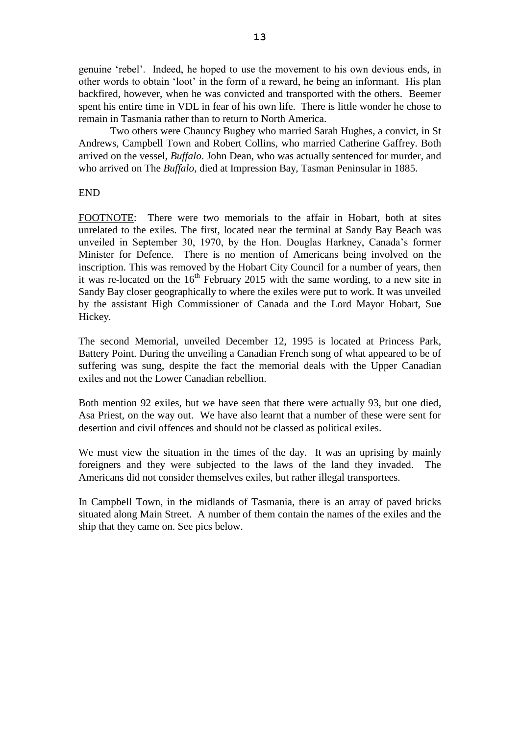genuine 'rebel'. Indeed, he hoped to use the movement to his own devious ends, in other words to obtain 'loot' in the form of a reward, he being an informant. His plan backfired, however, when he was convicted and transported with the others. Beemer spent his entire time in VDL in fear of his own life. There is little wonder he chose to remain in Tasmania rather than to return to North America.

Two others were Chauncy Bugbey who married Sarah Hughes, a convict, in St Andrews, Campbell Town and Robert Collins, who married Catherine Gaffrey. Both arrived on the vessel, *Buffalo*. John Dean, who was actually sentenced for murder, and who arrived on The *Buffalo*, died at Impression Bay, Tasman Peninsular in 1885.

END

<u>FOOTNOTE</u>: There were two memorials to the affair in Hobart, both at sites unrelated to the exiles. The first, located near the terminal at Sandy Bay Beach was unveiled in September 30, 1970, by the Hon. Douglas Harkney, Canada's former Minister for Defence. There is no mention of Americans being involved on the inscription. This was removed by the Hobart City Council for a number of years, then it was re-located on the 16th February 2015 with the same wording, to a new site in Sandy Bay closer geographically to where the exiles were put to work. It was unveiled by the assistant High Commissioner of Canada and the Lord Mayor Hobart, Sue Hickey.

The second Memorial, unveiled December 12, 1995 is located at Princess Park, Battery Point. During the unveiling a Canadian French song of what appeared to be of suffering was sung, despite the fact the memorial deals with the Upper Canadian exiles and not the Lower Canadian rebellion.

Both mention 92 exiles, but we have seen that there were actually 93, but one died, Asa Priest, on the way out. We have also learnt that a number of these were sent for desertion and civil offences and should not be classed as political exiles.

We must view the situation in the times of the day. It was an uprising by mainly foreigners and they were subjected to the laws of the land they invaded. The Americans did not consider themselves exiles, but rather illegal transportees.

In Campbell Town, in the midlands of Tasmania, there is an array of paved bricks situated along Main Street. A number of them contain the names of the exiles and the ship that they came on. See pics below.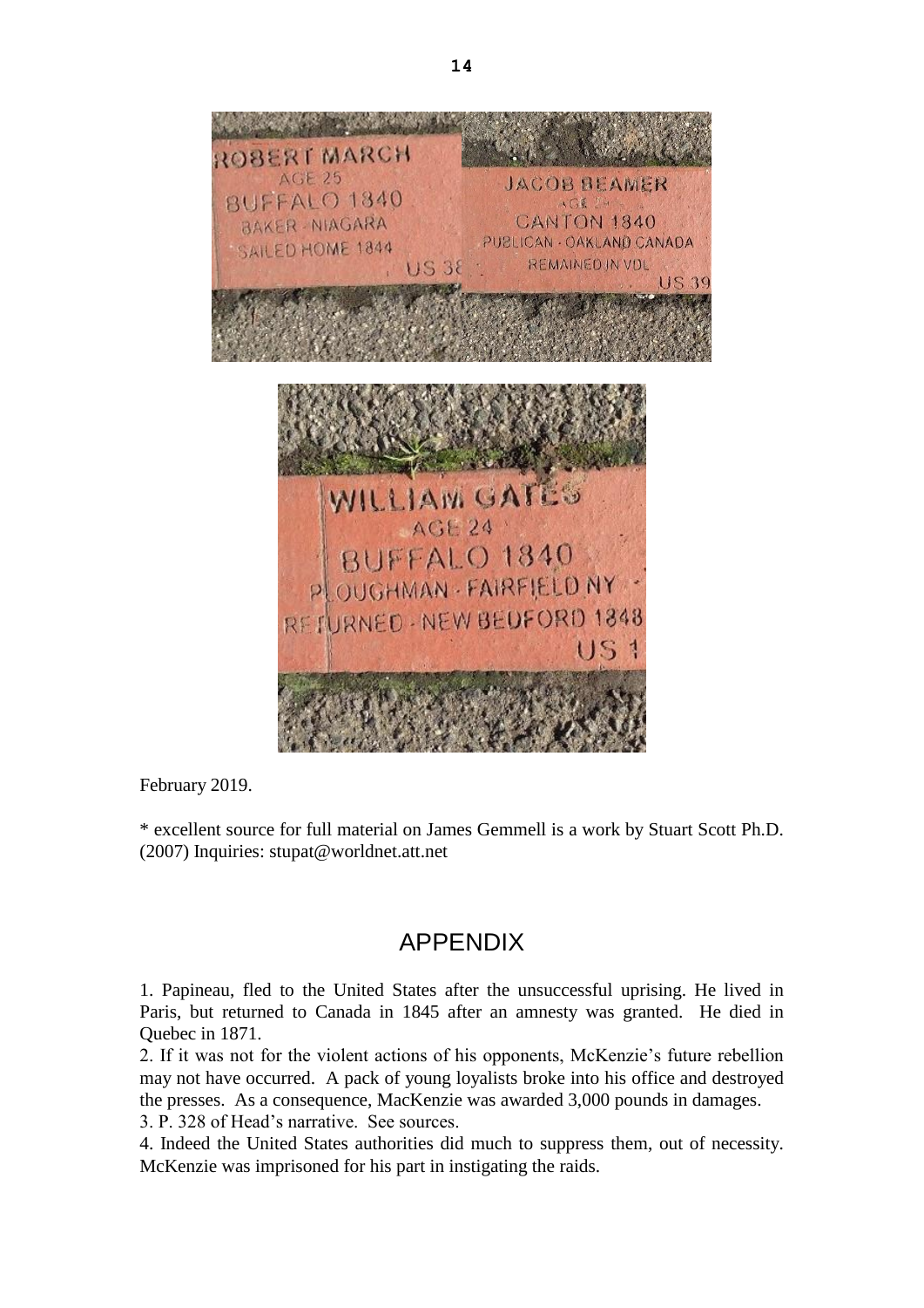ROBERT MARCH
AGE 25
BUFFALO 1840
BAKER · NIAGARA
SAILED HOME 1844
US 38

JACOB BEAMER
AGE 24
CANTON 1840
PUBLICAN · OAKLAND CANADA
REMAINED IN VDL
US 39

WILLIAM GATES
AGE 24
BUFFALO 1840
PLOUGHMAN · FAIRFIELD NY
RETURNED · NEW BEDFORD 1848
US 1

February 2019.

* excellent source for full material on James Gemmell is a work by Stuart Scott Ph.D. (2007) Inquiries: stupat@worldnet.att.net

## APPENDIX

1. Papineau, fled to the United States after the unsuccessful uprising. He lived in Paris, but returned to Canada in 1845 after an amnesty was granted. He died in Quebec in 1871.
2. If it was not for the violent actions of his opponents, McKenzie's future rebellion may not have occurred. A pack of young loyalists broke into his office and destroyed the presses. As a consequence, MacKenzie was awarded 3,000 pounds in damages.
3. P. 328 of Head's narrative. See sources.
4. Indeed the United States authorities did much to suppress them, out of necessity. McKenzie was imprisoned for his part in instigating the raids.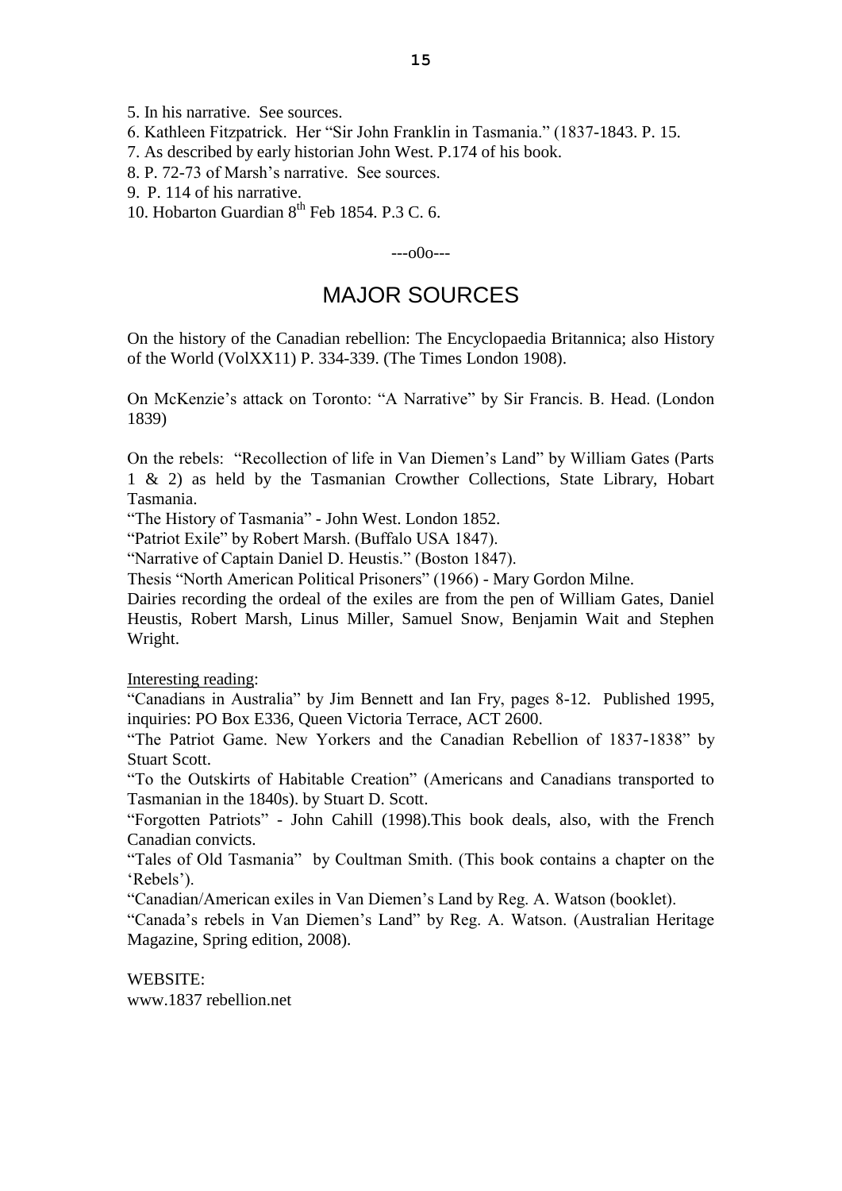5. In his narrative. See sources.
6. Kathleen Fitzpatrick. Her "Sir John Franklin in Tasmania." (1837-1843. P. 15.
7. As described by early historian John West. P.174 of his book.
8. P. 72-73 of Marsh's narrative. See sources.
9. P. 114 of his narrative.
10. Hobarton Guardian 8th Feb 1854. P.3 C. 6.

---o0o---

# MAJOR SOURCES

On the history of the Canadian rebellion: The Encyclopaedia Britannica; also History of the World (VolXX11) P. 334-339. (The Times London 1908).

On McKenzie's attack on Toronto: "A Narrative" by Sir Francis. B. Head. (London 1839)

On the rebels: "Recollection of life in Van Diemen's Land" by William Gates (Parts 1 & 2) as held by the Tasmanian Crowther Collections, State Library, Hobart Tasmania.
"The History of Tasmania" - John West. London 1852.
"Patriot Exile" by Robert Marsh. (Buffalo USA 1847).
"Narrative of Captain Daniel D. Heustis." (Boston 1847).
Thesis "North American Political Prisoners" (1966) - Mary Gordon Milne.
Dairies recording the ordeal of the exiles are from the pen of William Gates, Daniel Heustis, Robert Marsh, Linus Miller, Samuel Snow, Benjamin Wait and Stephen Wright.

Interesting reading:
"Canadians in Australia" by Jim Bennett and Ian Fry, pages 8-12. Published 1995, inquiries: PO Box E336, Queen Victoria Terrace, ACT 2600.
"The Patriot Game. New Yorkers and the Canadian Rebellion of 1837-1838" by Stuart Scott.
"To the Outskirts of Habitable Creation" (Americans and Canadians transported to Tasmanian in the 1840s). by Stuart D. Scott.
"Forgotten Patriots" - John Cahill (1998).This book deals, also, with the French Canadian convicts.
"Tales of Old Tasmania" by Coultman Smith. (This book contains a chapter on the 'Rebels').
"Canadian/American exiles in Van Diemen's Land by Reg. A. Watson (booklet).
"Canada's rebels in Van Diemen's Land" by Reg. A. Watson. (Australian Heritage Magazine, Spring edition, 2008).

WEBSITE:
www.1837 rebellion.net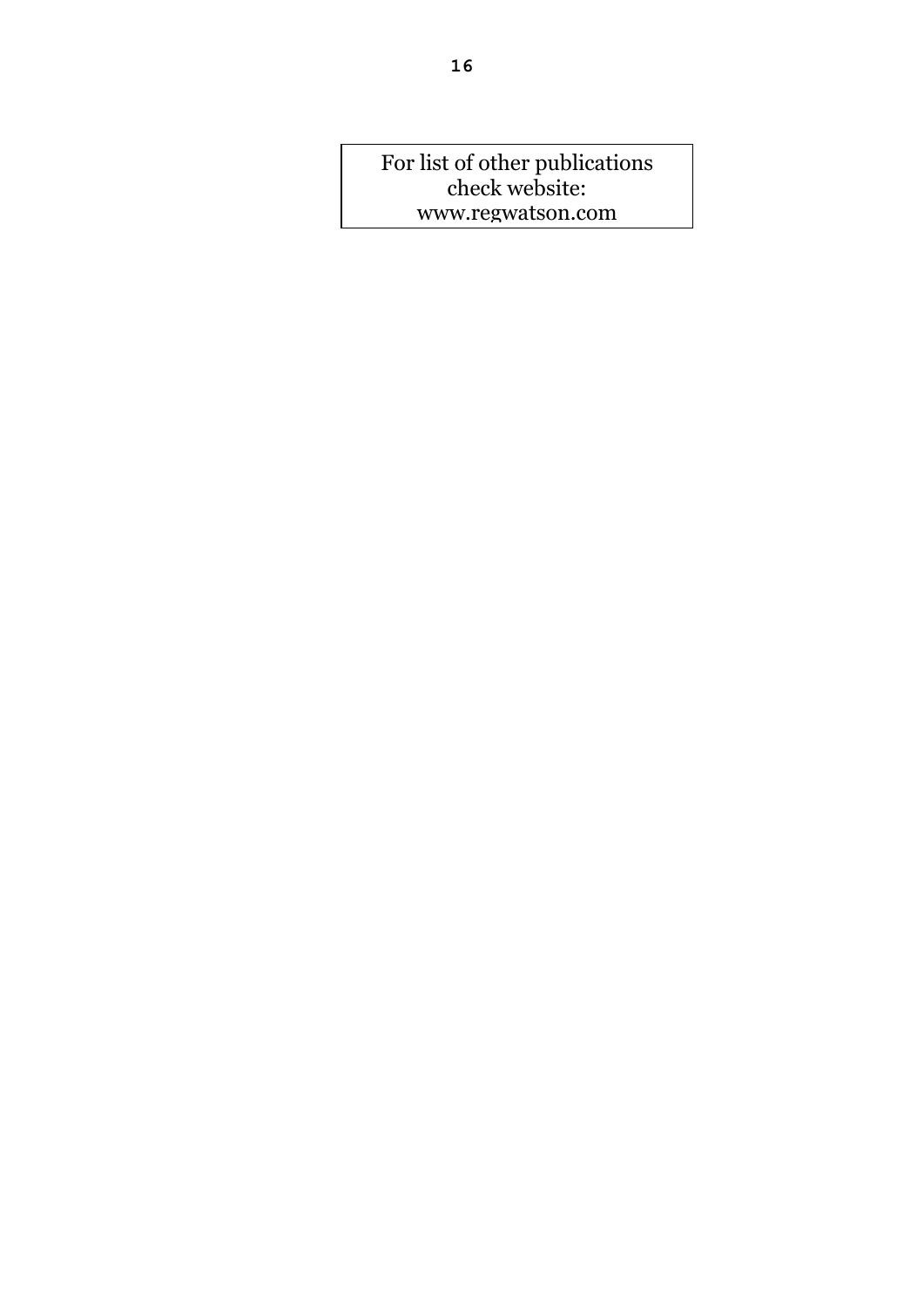For list of other publications
check website:
www.regwatson.com